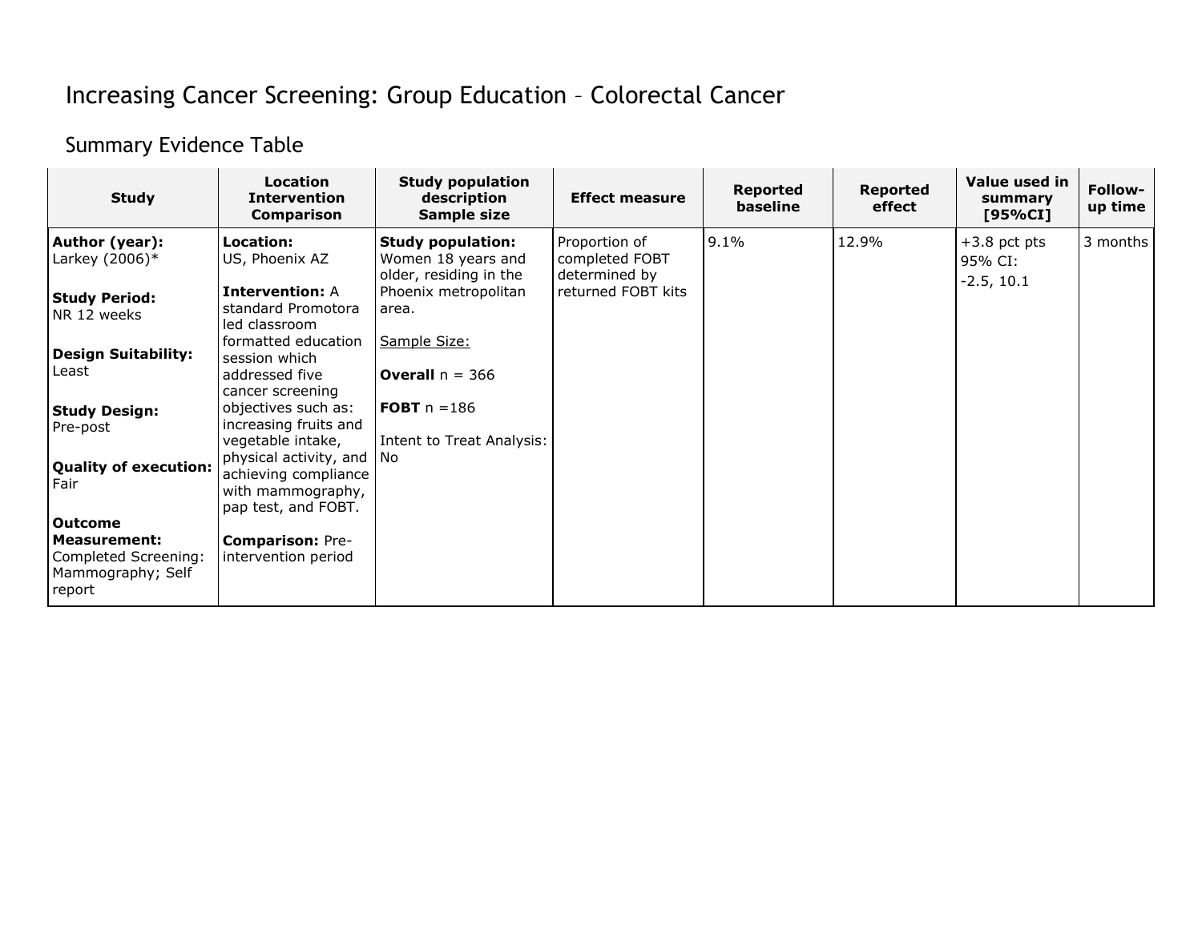# Increasing Cancer Screening: Group Education – Colorectal Cancer

## Summary Evidence Table

| Study | Location<br>Intervention<br>Comparison | Study population description<br>Sample size | Effect measure | Reported baseline | Reported effect | Value used in summary [95%CI] | Follow-up time |
|---|---|---|---|---|---|---|---|
| **Author (year):** Larkey (2006)*<br><br>**Study Period:** NR 12 weeks<br><br>**Design Suitability:** Least<br><br>**Study Design:** Pre-post<br><br>**Quality of execution:** Fair<br><br>**Outcome Measurement:** Completed Screening: Mammography; Self report | **Location:** US, Phoenix AZ<br><br>**Intervention:** A standard Promotora led classroom formatted education session which addressed five cancer screening objectives such as: increasing fruits and vegetable intake, physical activity, and achieving compliance with mammography, pap test, and FOBT.<br><br>**Comparison:** Pre-intervention period | **Study population:** Women 18 years and older, residing in the Phoenix metropolitan area.<br><br>Sample Size:<br><br>**Overall** n = 366<br><br>**FOBT** n =186<br><br>Intent to Treat Analysis: No | Proportion of completed FOBT determined by returned FOBT kits | 9.1% | 12.9% | +3.8 pct pts<br>95% CI:<br>-2.5, 10.1 | 3 months |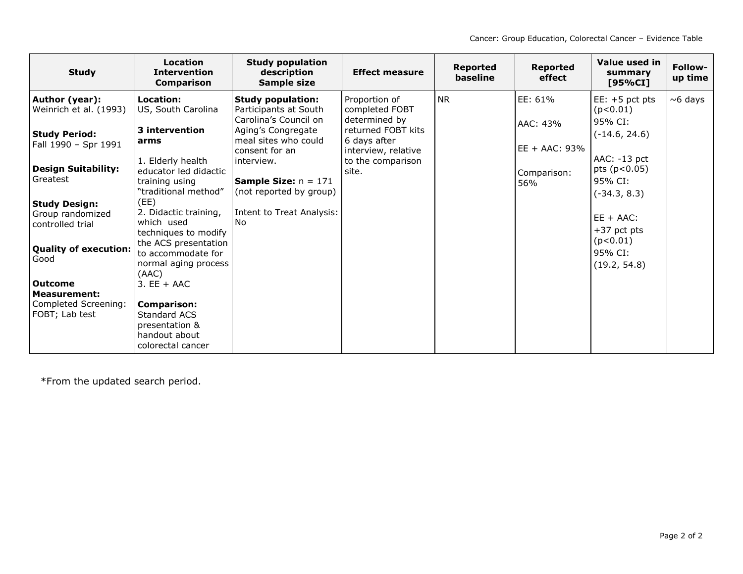| Study | Location Intervention Comparison | Study population description Sample size | Effect measure | Reported baseline | Reported effect | Value used in summary [95%CI] | Follow-up time |
|---|---|---|---|---|---|---|---|
| **Author (year):** Weinrich et al. (1993)<br><br>**Study Period:** Fall 1990 – Spr 1991<br><br>**Design Suitability:** Greatest<br><br>**Study Design:** Group randomized controlled trial<br><br>**Quality of execution:** Good<br><br>**Outcome Measurement:** Completed Screening: FOBT; Lab test | **Location:** US, South Carolina<br><br>**3 intervention arms**<br><br>1. Elderly health educator led didactic training using "traditional method" (EE)<br>2. Didactic training, which used techniques to modify the ACS presentation to accommodate for normal aging process (AAC)<br>3. EE + AAC<br><br>**Comparison:** Standard ACS presentation & handout about colorectal cancer | **Study population:** Participants at South Carolina's Council on Aging's Congregate meal sites who could consent for an interview.<br><br>**Sample Size:** n = 171 (not reported by group)<br><br>Intent to Treat Analysis: No | Proportion of completed FOBT determined by returned FOBT kits 6 days after interview, relative to the comparison site. | NR | EE: 61%<br><br>AAC: 43%<br><br>EE + AAC: 93%<br><br>Comparison: 56% | EE: +5 pct pts ($p<0.01$)<br>95% CI: (-14.6, 24.6)<br><br>AAC: -13 pct pts ($p<0.05$)<br>95% CI: (-34.3, 8.3)<br><br>EE + AAC: +37 pct pts ($p<0.01$)<br>95% CI: (19.2, 54.8) | ~6 days |

*From the updated search period.